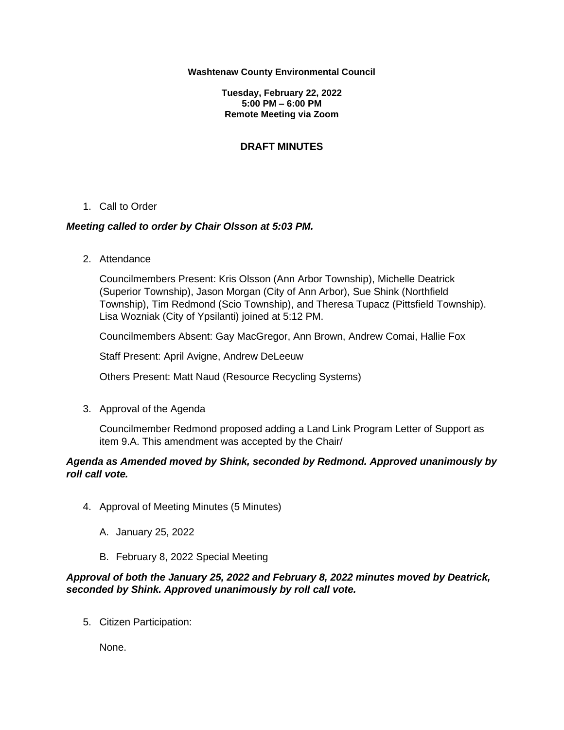**Washtenaw County Environmental Council**

**Tuesday, February 22, 2022**
**5:00 PM – 6:00 PM**
**Remote Meeting via Zoom**

**DRAFT MINUTES**

1. Call to Order

***Meeting called to order by Chair Olsson at 5:03 PM.***

2. Attendance

   Councilmembers Present: Kris Olsson (Ann Arbor Township), Michelle Deatrick (Superior Township), Jason Morgan (City of Ann Arbor), Sue Shink (Northfield Township), Tim Redmond (Scio Township), and Theresa Tupacz (Pittsfield Township). Lisa Wozniak (City of Ypsilanti) joined at 5:12 PM.

   Councilmembers Absent: Gay MacGregor, Ann Brown, Andrew Comai, Hallie Fox

   Staff Present: April Avigne, Andrew DeLeeuw

   Others Present: Matt Naud (Resource Recycling Systems)

3. Approval of the Agenda

   Councilmember Redmond proposed adding a Land Link Program Letter of Support as item 9.A. This amendment was accepted by the Chair/

***Agenda as Amended moved by Shink, seconded by Redmond. Approved unanimously by roll call vote.***

4. Approval of Meeting Minutes (5 Minutes)

   A. January 25, 2022

   B. February 8, 2022 Special Meeting

***Approval of both the January 25, 2022 and February 8, 2022 minutes moved by Deatrick, seconded by Shink. Approved unanimously by roll call vote.***

5. Citizen Participation:

   None.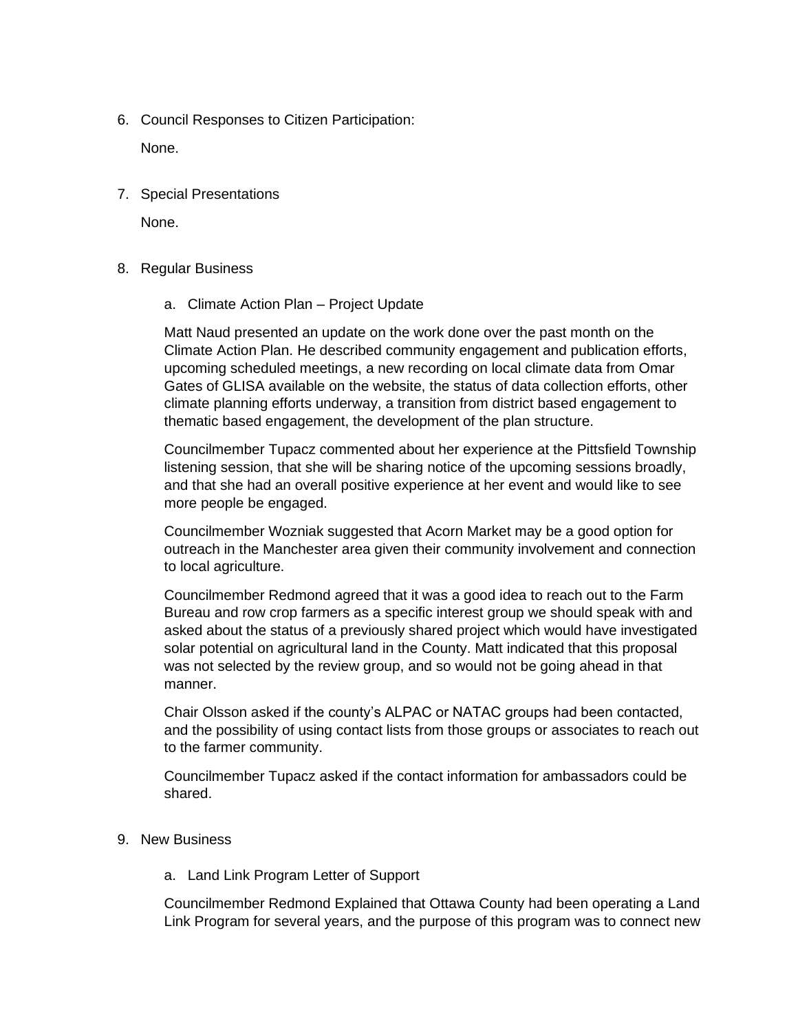6. Council Responses to Citizen Participation:

   None.

7. Special Presentations

   None.

8. Regular Business

   a. Climate Action Plan – Project Update

   Matt Naud presented an update on the work done over the past month on the Climate Action Plan. He described community engagement and publication efforts, upcoming scheduled meetings, a new recording on local climate data from Omar Gates of GLISA available on the website, the status of data collection efforts, other climate planning efforts underway, a transition from district based engagement to thematic based engagement, the development of the plan structure.

   Councilmember Tupacz commented about her experience at the Pittsfield Township listening session, that she will be sharing notice of the upcoming sessions broadly, and that she had an overall positive experience at her event and would like to see more people be engaged.

   Councilmember Wozniak suggested that Acorn Market may be a good option for outreach in the Manchester area given their community involvement and connection to local agriculture.

   Councilmember Redmond agreed that it was a good idea to reach out to the Farm Bureau and row crop farmers as a specific interest group we should speak with and asked about the status of a previously shared project which would have investigated solar potential on agricultural land in the County. Matt indicated that this proposal was not selected by the review group, and so would not be going ahead in that manner.

   Chair Olsson asked if the county's ALPAC or NATAC groups had been contacted, and the possibility of using contact lists from those groups or associates to reach out to the farmer community.

   Councilmember Tupacz asked if the contact information for ambassadors could be shared.

9. New Business

   a. Land Link Program Letter of Support

   Councilmember Redmond Explained that Ottawa County had been operating a Land Link Program for several years, and the purpose of this program was to connect new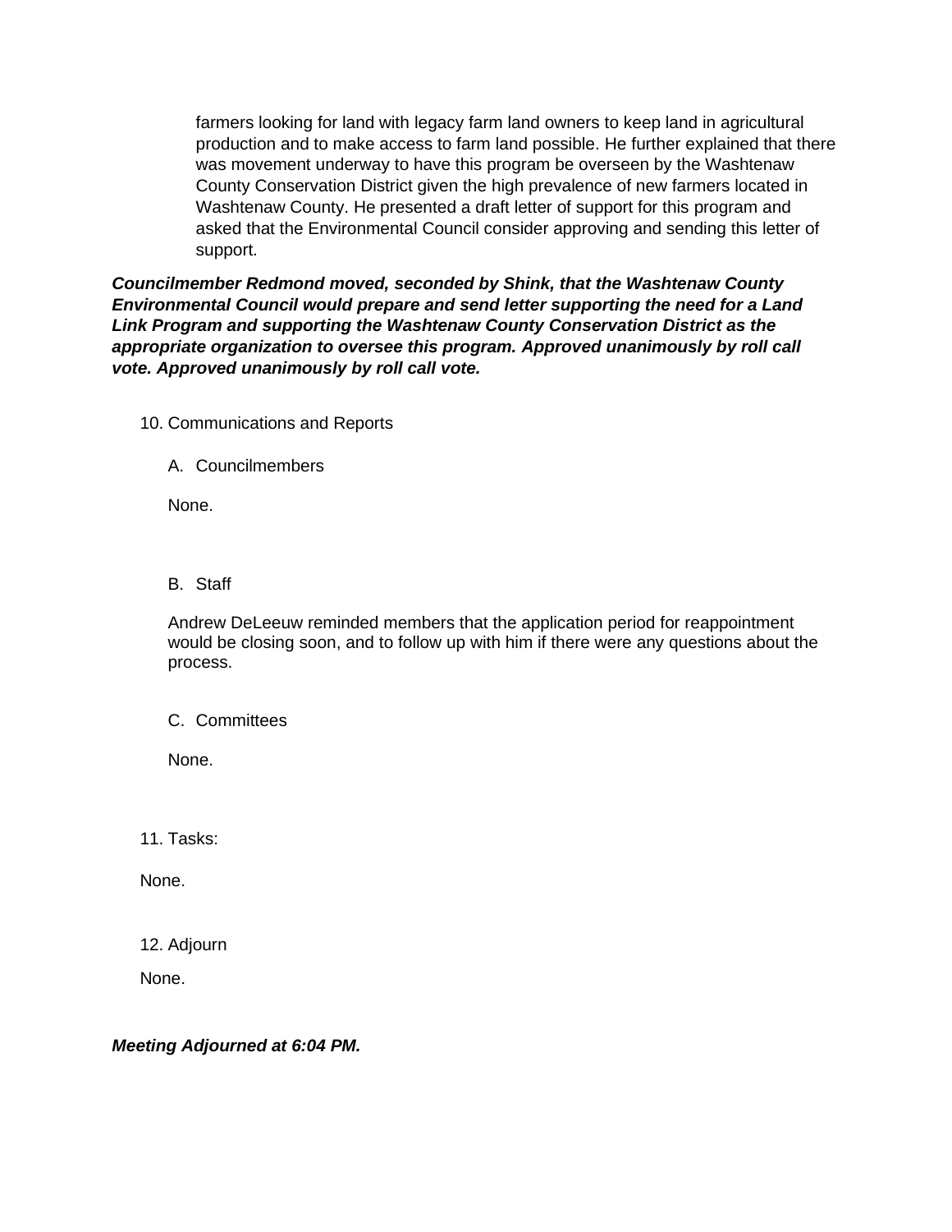farmers looking for land with legacy farm land owners to keep land in agricultural production and to make access to farm land possible. He further explained that there was movement underway to have this program be overseen by the Washtenaw County Conservation District given the high prevalence of new farmers located in Washtenaw County. He presented a draft letter of support for this program and asked that the Environmental Council consider approving and sending this letter of support.

***Councilmember Redmond moved, seconded by Shink, that the Washtenaw County Environmental Council would prepare and send letter supporting the need for a Land Link Program and supporting the Washtenaw County Conservation District as the appropriate organization to oversee this program. Approved unanimously by roll call vote. Approved unanimously by roll call vote.***

10. Communications and Reports

    A. Councilmembers

    None.

    B. Staff

    Andrew DeLeeuw reminded members that the application period for reappointment would be closing soon, and to follow up with him if there were any questions about the process.

    C. Committees

    None.

11. Tasks:

None.

12. Adjourn

None.

***Meeting Adjourned at 6:04 PM.***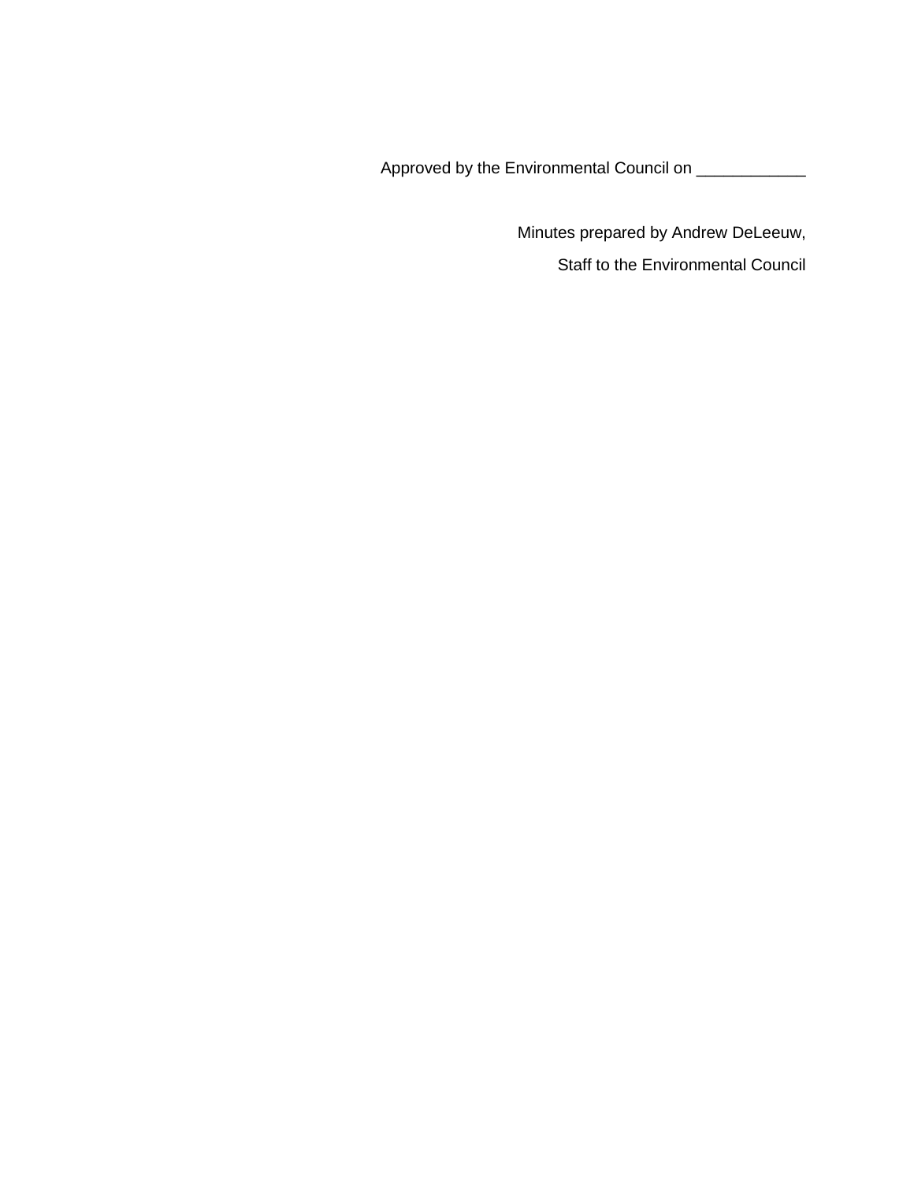Approved by the Environmental Council on ____________

Minutes prepared by Andrew DeLeeuw,

Staff to the Environmental Council